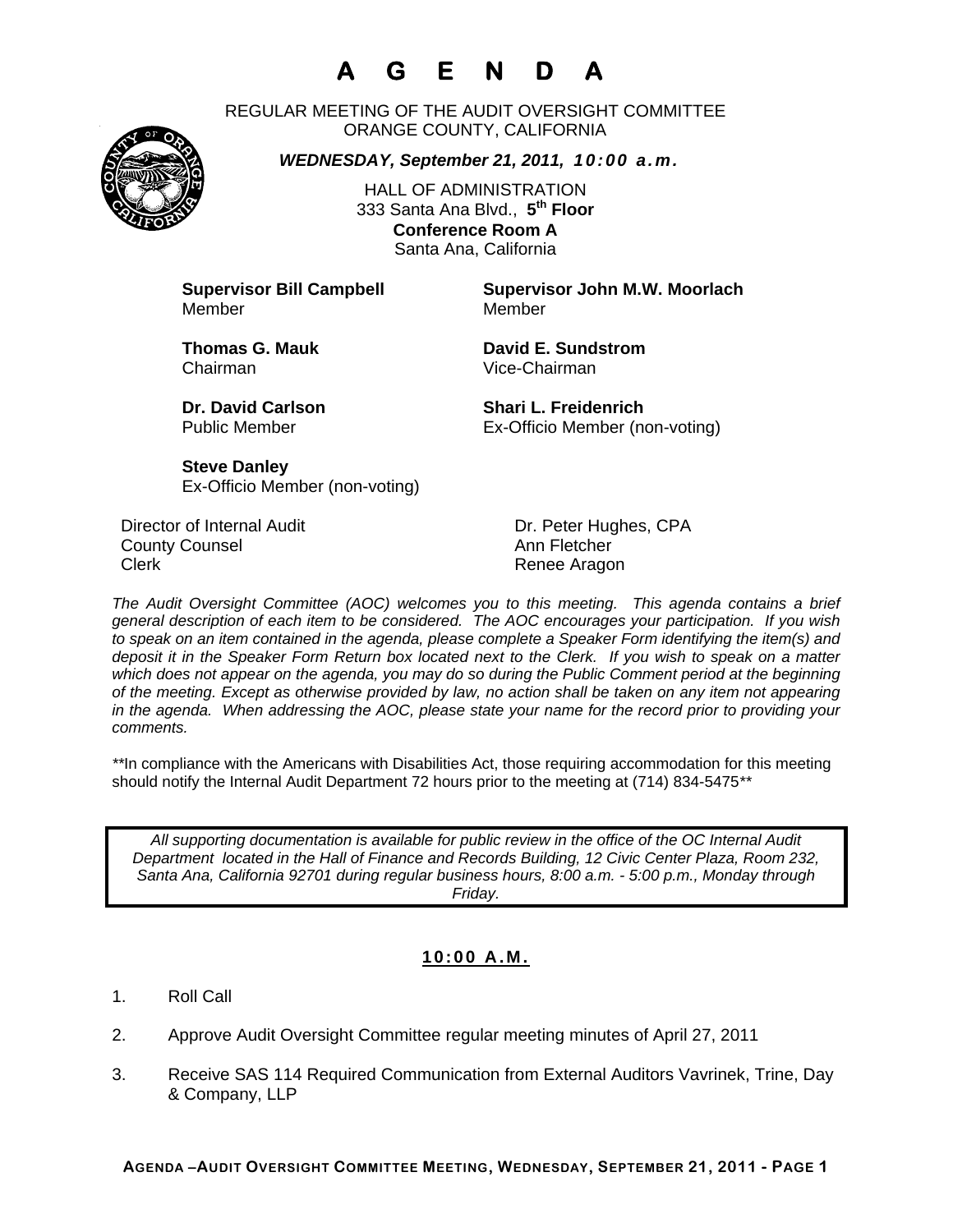# A G E N D A

REGULAR MEETING OF THE AUDIT OVERSIGHT COMMITTEE
ORANGE COUNTY, CALIFORNIA

***WEDNESDAY, September 21, 2011, 10:00 a.m.***

HALL OF ADMINISTRATION
333 Santa Ana Blvd., **5th Floor**
**Conference Room A**
Santa Ana, California

**Supervisor Bill Campbell**
Member

**Supervisor John M.W. Moorlach**
Member

**Thomas G. Mauk**
Chairman

**David E. Sundstrom**
Vice-Chairman

**Dr. David Carlson**
Public Member

**Shari L. Freidenrich**
Ex-Officio Member (non-voting)

**Steve Danley**
Ex-Officio Member (non-voting)

Director of Internal Audit — Dr. Peter Hughes, CPA
County Counsel — Ann Fletcher
Clerk — Renee Aragon

*The Audit Oversight Committee (AOC) welcomes you to this meeting. This agenda contains a brief general description of each item to be considered. The AOC encourages your participation. If you wish to speak on an item contained in the agenda, please complete a Speaker Form identifying the item(s) and deposit it in the Speaker Form Return box located next to the Clerk. If you wish to speak on a matter which does not appear on the agenda, you may do so during the Public Comment period at the beginning of the meeting. Except as otherwise provided by law, no action shall be taken on any item not appearing in the agenda. When addressing the AOC, please state your name for the record prior to providing your comments.*

**In compliance with the Americans with Disabilities Act, those requiring accommodation for this meeting should notify the Internal Audit Department 72 hours prior to the meeting at (714) 834-5475**

*All supporting documentation is available for public review in the office of the OC Internal Audit Department located in the Hall of Finance and Records Building, 12 Civic Center Plaza, Room 232, Santa Ana, California 92701 during regular business hours, 8:00 a.m. - 5:00 p.m., Monday through Friday.*

## **10:00 A.M.**

1. Roll Call

2. Approve Audit Oversight Committee regular meeting minutes of April 27, 2011

3. Receive SAS 114 Required Communication from External Auditors Vavrinek, Trine, Day & Company, LLP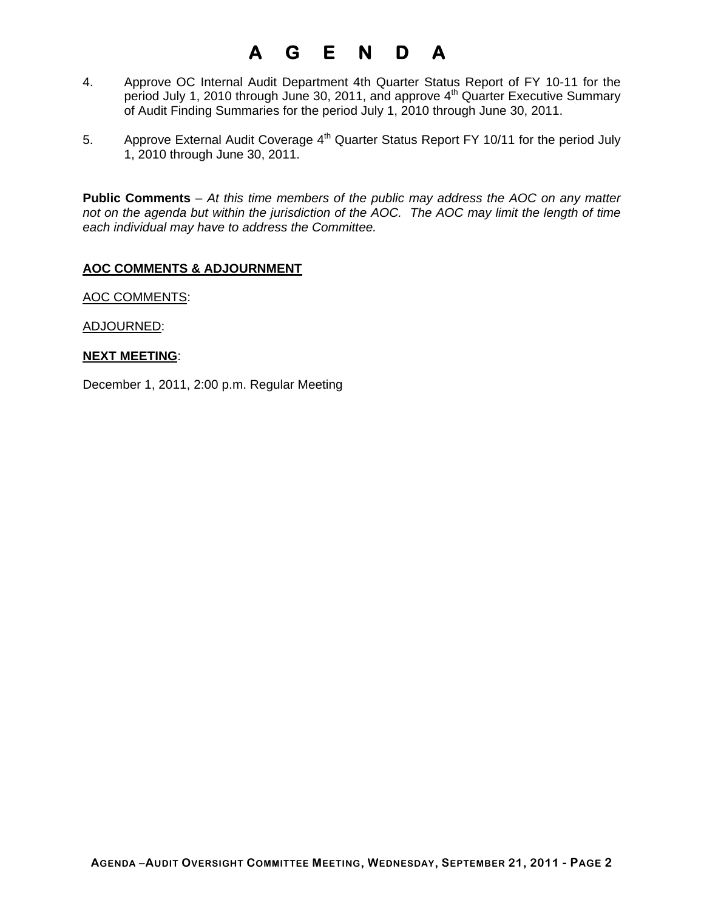# A G E N D A

4. Approve OC Internal Audit Department 4th Quarter Status Report of FY 10-11 for the period July 1, 2010 through June 30, 2011, and approve 4th Quarter Executive Summary of Audit Finding Summaries for the period July 1, 2010 through June 30, 2011.

5. Approve External Audit Coverage 4th Quarter Status Report FY 10/11 for the period July 1, 2010 through June 30, 2011.

**Public Comments** – *At this time members of the public may address the AOC on any matter not on the agenda but within the jurisdiction of the AOC. The AOC may limit the length of time each individual may have to address the Committee.*

**AOC COMMENTS & ADJOURNMENT**

AOC COMMENTS:

ADJOURNED:

**NEXT MEETING**:

December 1, 2011, 2:00 p.m. Regular Meeting